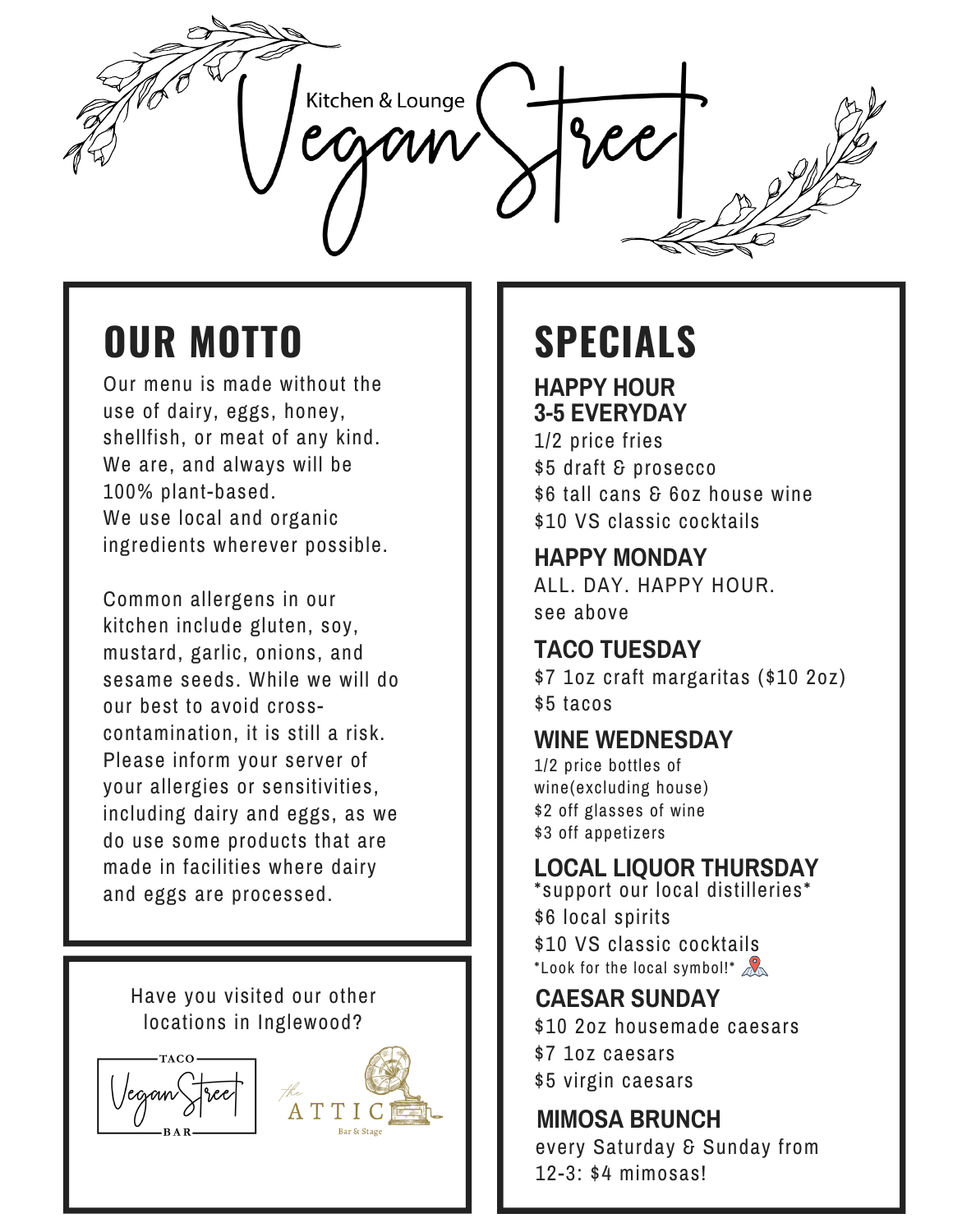# Vegan Street

Kitchen & Lounge

## OUR MOTTO

Our menu is made without the use of dairy, eggs, honey, shellfish, or meat of any kind. We are, and always will be 100% plant-based.
We use local and organic ingredients wherever possible.

Common allergens in our kitchen include gluten, soy, mustard, garlic, onions, and sesame seeds. While we will do our best to avoid cross-contamination, it is still a risk. Please inform your server of your allergies or sensitivities, including dairy and eggs, as we do use some products that are made in facilities where dairy and eggs are processed.

Have you visited our other locations in Inglewood?

TACO Vegan Street BAR

the ATTIC Bar & Stage

## SPECIALS

### HAPPY HOUR 3-5 EVERYDAY

1/2 price fries
$5 draft & prosecco
$6 tall cans & 6oz house wine
$10 VS classic cocktails

### HAPPY MONDAY

ALL. DAY. HAPPY HOUR.
see above

### TACO TUESDAY

$7 1oz craft margaritas ($10 2oz)
$5 tacos

### WINE WEDNESDAY

1/2 price bottles of wine(excluding house)
$2 off glasses of wine
$3 off appetizers

### LOCAL LIQUOR THURSDAY

*support our local distilleries*
$6 local spirits
$10 VS classic cocktails
*Look for the local symbol!*

### CAESAR SUNDAY

$10 2oz housemade caesars
$7 1oz caesars
$5 virgin caesars

### MIMOSA BRUNCH

every Saturday & Sunday from 12-3: $4 mimosas!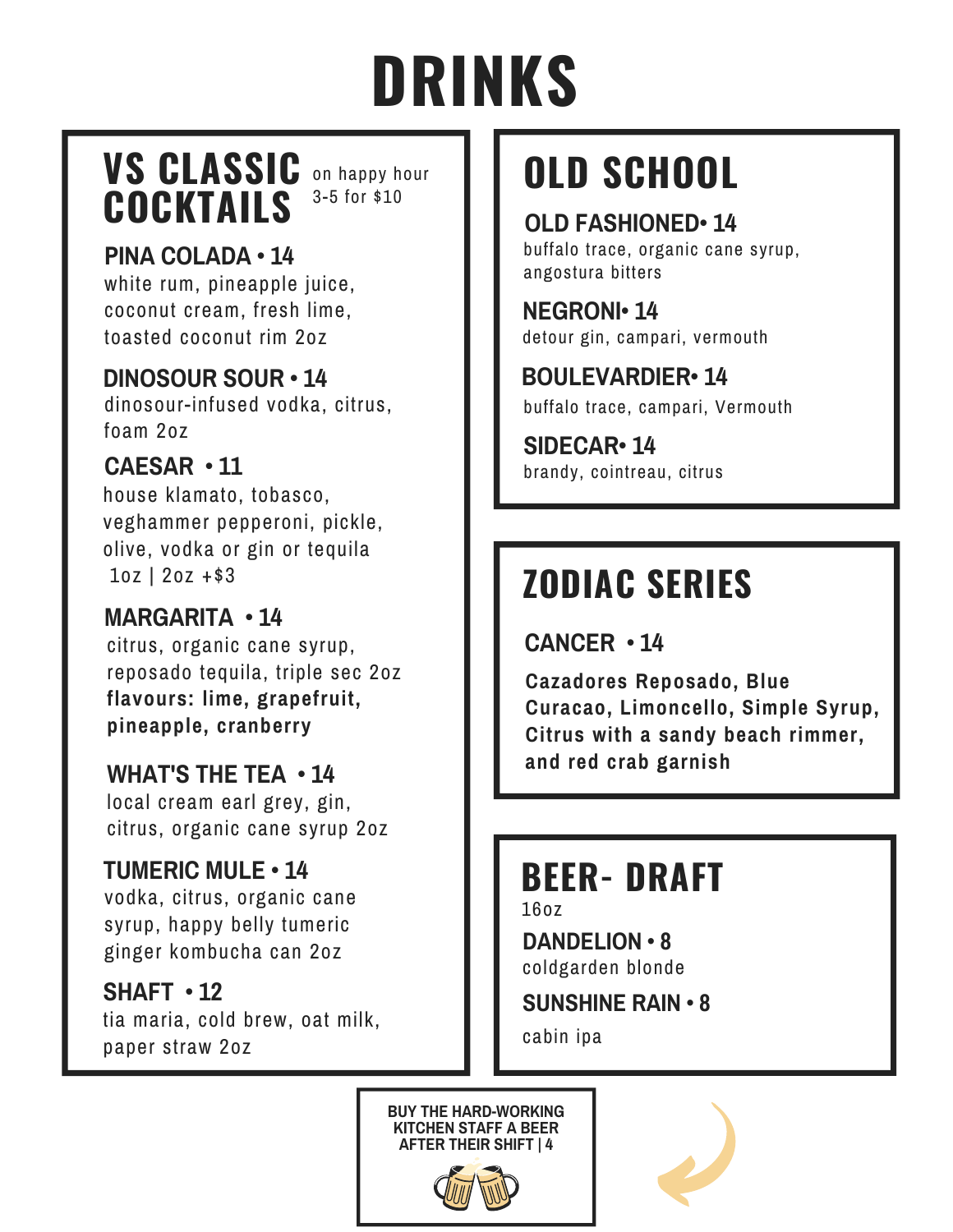# DRINKS

## VS CLASSIC COCKTAILS

on happy hour 3-5 for $10

### PINA COLADA • 14
white rum, pineapple juice, coconut cream, fresh lime, toasted coconut rim 2oz

### DINOSOUR SOUR • 14
dinosour-infused vodka, citrus, foam 2oz

### CAESAR • 11
house klamato, tobasco, veghammer pepperoni, pickle, olive, vodka or gin or tequila
1oz | 2oz +$3

### MARGARITA • 14
citrus, organic cane syrup, reposado tequila, triple sec 2oz
**flavours: lime, grapefruit, pineapple, cranberry**

### WHAT'S THE TEA • 14
local cream earl grey, gin, citrus, organic cane syrup 2oz

### TUMERIC MULE • 14
vodka, citrus, organic cane syrup, happy belly tumeric ginger kombucha can 2oz

### SHAFT • 12
tia maria, cold brew, oat milk, paper straw 2oz

## OLD SCHOOL

### OLD FASHIONED• 14
buffalo trace, organic cane syrup, angostura bitters

### NEGRONI• 14
detour gin, campari, vermouth

### BOULEVARDIER• 14
buffalo trace, campari, Vermouth

### SIDECAR• 14
brandy, cointreau, citrus

## ZODIAC SERIES

### CANCER • 14
**Cazadores Reposado, Blue Curacao, Limoncello, Simple Syrup, Citrus with a sandy beach rimmer, and red crab garnish**

## BEER- DRAFT
16oz

### DANDELION • 8
coldgarden blonde

### SUNSHINE RAIN • 8
cabin ipa

**BUY THE HARD-WORKING KITCHEN STAFF A BEER AFTER THEIR SHIFT | 4**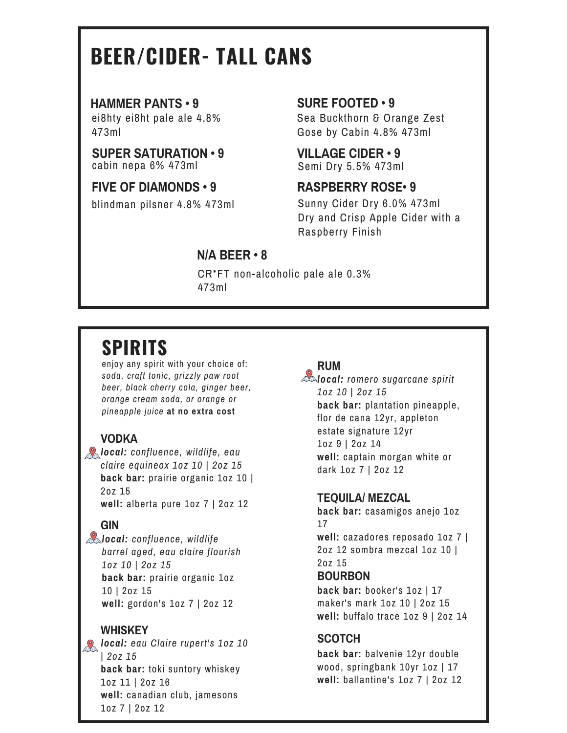# BEER/CIDER- TALL CANS

**HAMMER PANTS • 9**
ei8hty ei8ht pale ale 4.8% 473ml

**SUPER SATURATION • 9**
cabin nepa 6% 473ml

**FIVE OF DIAMONDS • 9**
blindman pilsner 4.8% 473ml

**SURE FOOTED • 9**
Sea Buckthorn & Orange Zest Gose by Cabin 4.8% 473ml

**VILLAGE CIDER • 9**
Semi Dry 5.5% 473ml

**RASPBERRY ROSE• 9**
Sunny Cider Dry 6.0% 473ml
Dry and Crisp Apple Cider with a Raspberry Finish

**N/A BEER • 8**
CR*FT non-alcoholic pale ale 0.3% 473ml

# SPIRITS

enjoy any spirit with your choice of: *soda, craft tonic, grizzly paw root beer, black cherry cola, ginger beer, orange cream soda, or orange or pineapple juice* **at no extra cost**

### VODKA

***local:*** *confluence, wildlife, eau claire equineox 1oz 10 | 2oz 15*
**back bar:** prairie organic 1oz 10 | 2oz 15
**well:** alberta pure 1oz 7 | 2oz 12

### GIN

***local:*** *confluence, wildlife barrel aged, eau claire flourish 1oz 10 | 2oz 15*
**back bar:** prairie organic 1oz 10 | 2oz 15
**well:** gordon's 1oz 7 | 2oz 12

### WHISKEY

***local:*** *eau Claire rupert's 1oz 10 | 2oz 15*
**back bar:** toki suntory whiskey 1oz 11 | 2oz 16
**well:** canadian club, jamesons 1oz 7 | 2oz 12

### RUM

***local:*** *romero sugarcane spirit 1oz 10 | 2oz 15*
**back bar:** plantation pineapple, flor de cana 12yr, appleton estate signature 12yr 1oz 9 | 2oz 14
**well:** captain morgan white or dark 1oz 7 | 2oz 12

### TEQUILA/ MEZCAL

**back bar:** casamigos anejo 1oz 17
**well:** cazadores reposado 1oz 7 | 2oz 12 sombra mezcal 1oz 10 | 2oz 15

### BOURBON

**back bar:** booker's 1oz | 17
maker's mark 1oz 10 | 2oz 15
**well:** buffalo trace 1oz 9 | 2oz 14

### SCOTCH

**back bar:** balvenie 12yr double wood, springbank 10yr 1oz | 17
**well:** ballantine's 1oz 7 | 2oz 12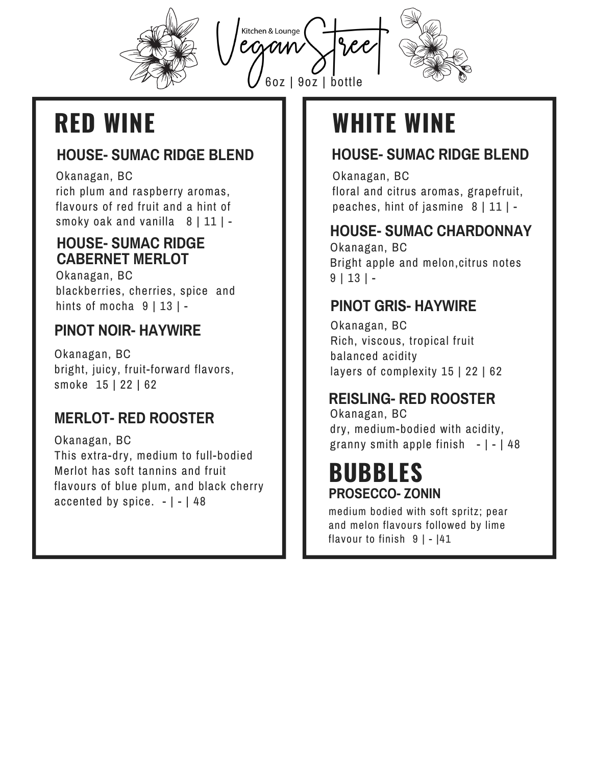Kitchen & Lounge

# Vegan Street

6oz | 9oz | bottle

## RED WINE

### HOUSE- SUMAC RIDGE BLEND

Okanagan, BC
rich plum and raspberry aromas, flavours of red fruit and a hint of smoky oak and vanilla 8 | 11 | -

### HOUSE- SUMAC RIDGE CABERNET MERLOT

Okanagan, BC
blackberries, cherries, spice and hints of mocha 9 | 13 | -

### PINOT NOIR- HAYWIRE

Okanagan, BC
bright, juicy, fruit-forward flavors, smoke 15 | 22 | 62

### MERLOT- RED ROOSTER

Okanagan, BC
This extra-dry, medium to full-bodied Merlot has soft tannins and fruit flavours of blue plum, and black cherry accented by spice. - | - | 48

## WHITE WINE

### HOUSE- SUMAC RIDGE BLEND

Okanagan, BC
floral and citrus aromas, grapefruit, peaches, hint of jasmine 8 | 11 | -

### HOUSE- SUMAC CHARDONNAY

Okanagan, BC
Bright apple and melon,citrus notes
9 | 13 | -

### PINOT GRIS- HAYWIRE

Okanagan, BC
Rich, viscous, tropical fruit
balanced acidity
layers of complexity 15 | 22 | 62

### REISLING- RED ROOSTER

Okanagan, BC
dry, medium-bodied with acidity, granny smith apple finish - | - | 48

## BUBBLES

### PROSECCO- ZONIN

medium bodied with soft spritz; pear and melon flavours followed by lime flavour to finish 9 | - |41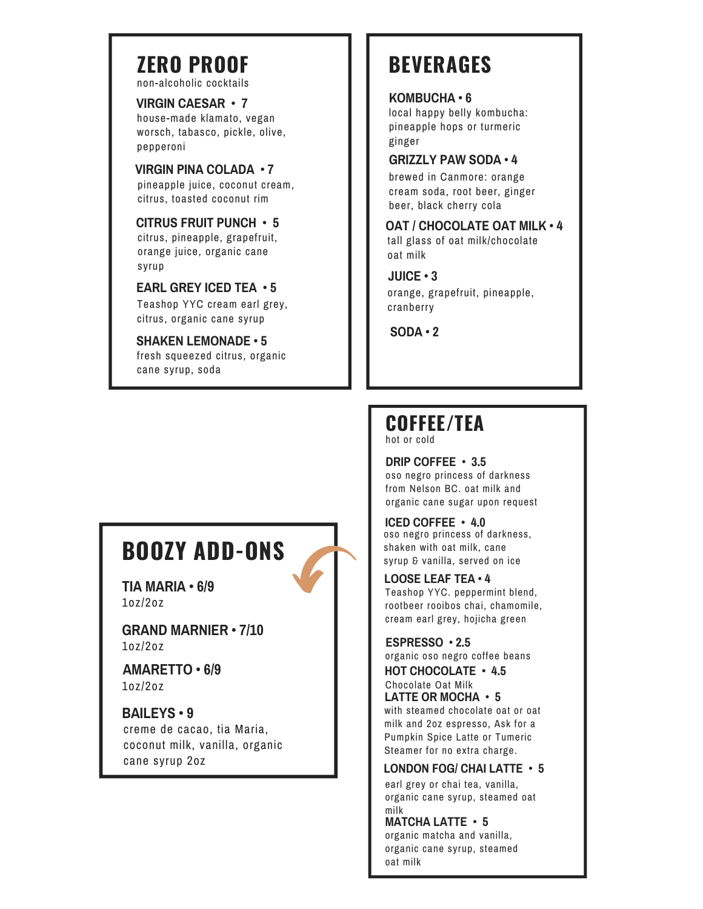## ZERO PROOF

non-alcoholic cocktails

**VIRGIN CAESAR • 7**
house-made klamato, vegan worsch, tabasco, pickle, olive, pepperoni

**VIRGIN PINA COLADA • 7**
pineapple juice, coconut cream, citrus, toasted coconut rim

**CITRUS FRUIT PUNCH • 5**
citrus, pineapple, grapefruit, orange juice, organic cane syrup

**EARL GREY ICED TEA • 5**
Teashop YYC cream earl grey, citrus, organic cane syrup

**SHAKEN LEMONADE • 5**
fresh squeezed citrus, organic cane syrup, soda

## BEVERAGES

**KOMBUCHA • 6**
local happy belly kombucha: pineapple hops or turmeric ginger

**GRIZZLY PAW SODA • 4**
brewed in Canmore: orange cream soda, root beer, ginger beer, black cherry cola

**OAT / CHOCOLATE OAT MILK • 4**
tall glass of oat milk/chocolate oat milk

**JUICE • 3**
orange, grapefruit, pineapple, cranberry

**SODA • 2**

## BOOZY ADD-ONS

**TIA MARIA • 6/9**
1oz/2oz

**GRAND MARNIER • 7/10**
1oz/2oz

**AMARETTO • 6/9**
1oz/2oz

**BAILEYS • 9**
creme de cacao, tia Maria, coconut milk, vanilla, organic cane syrup 2oz

## COFFEE/TEA

hot or cold

**DRIP COFFEE • 3.5**
oso negro princess of darkness from Nelson BC. oat milk and organic cane sugar upon request

**ICED COFFEE • 4.0**
oso negro princess of darkness, shaken with oat milk, cane syrup & vanilla, served on ice

**LOOSE LEAF TEA • 4**
Teashop YYC. peppermint blend, rootbeer rooibos chai, chamomile, cream earl grey, hojicha green

**ESPRESSO • 2.5**
organic oso negro coffee beans

**HOT CHOCOLATE • 4.5**
Chocolate Oat Milk

**LATTE OR MOCHA • 5**
with steamed chocolate oat or oat milk and 2oz espresso, Ask for a Pumpkin Spice Latte or Tumeric Steamer for no extra charge.

**LONDON FOG/ CHAI LATTE • 5**
earl grey or chai tea, vanilla, organic cane syrup, steamed oat milk

**MATCHA LATTE • 5**
organic matcha and vanilla, organic cane syrup, steamed oat milk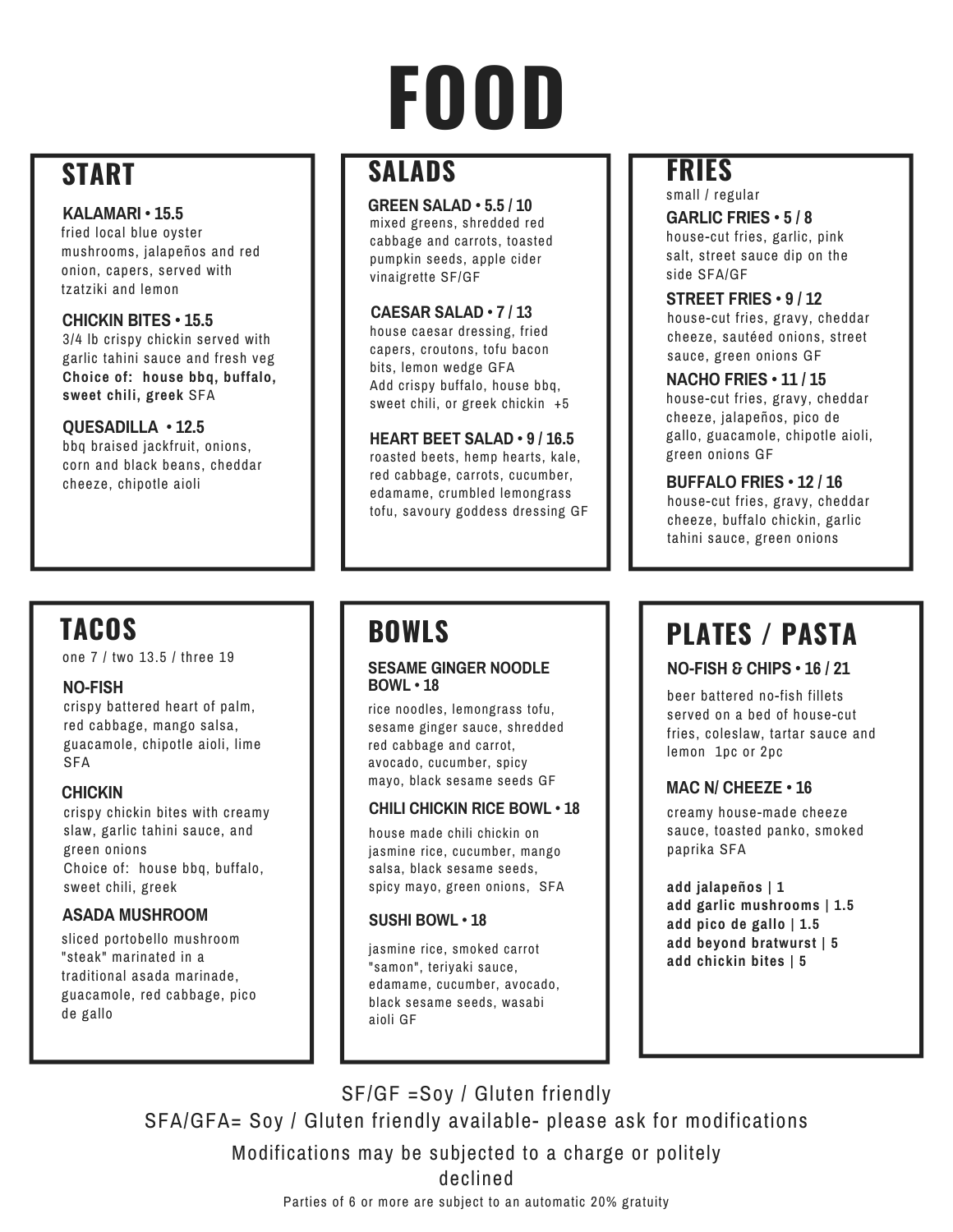# FOOD

## START

**KALAMARI • 15.5**
fried local blue oyster mushrooms, jalapeños and red onion, capers, served with tzatziki and lemon

**CHICKIN BITES • 15.5**
3/4 lb crispy chickin served with garlic tahini sauce and fresh veg
**Choice of: house bbq, buffalo, sweet chili, greek** SFA

**QUESADILLA • 12.5**
bbq braised jackfruit, onions, corn and black beans, cheddar cheeze, chipotle aioli

## SALADS

**GREEN SALAD • 5.5 / 10**
mixed greens, shredded red cabbage and carrots, toasted pumpkin seeds, apple cider vinaigrette SF/GF

**CAESAR SALAD • 7 / 13**
house caesar dressing, fried capers, croutons, tofu bacon bits, lemon wedge GFA
Add crispy buffalo, house bbq, sweet chili, or greek chickin +5

**HEART BEET SALAD • 9 / 16.5**
roasted beets, hemp hearts, kale, red cabbage, carrots, cucumber, edamame, crumbled lemongrass tofu, savoury goddess dressing GF

## FRIES

small / regular

**GARLIC FRIES • 5 / 8**
house-cut fries, garlic, pink salt, street sauce dip on the side SFA/GF

**STREET FRIES • 9 / 12**
house-cut fries, gravy, cheddar cheeze, sautéed onions, street sauce, green onions GF

**NACHO FRIES • 11 / 15**
house-cut fries, gravy, cheddar cheeze, jalapeños, pico de gallo, guacamole, chipotle aioli, green onions GF

**BUFFALO FRIES • 12 / 16**
house-cut fries, gravy, cheddar cheeze, buffalo chickin, garlic tahini sauce, green onions

## TACOS

one 7 / two 13.5 / three 19

**NO-FISH**
crispy battered heart of palm, red cabbage, mango salsa, guacamole, chipotle aioli, lime SFA

**CHICKIN**
crispy chickin bites with creamy slaw, garlic tahini sauce, and green onions
Choice of: house bbq, buffalo, sweet chili, greek

**ASADA MUSHROOM**
sliced portobello mushroom "steak" marinated in a traditional asada marinade, guacamole, red cabbage, pico de gallo

## BOWLS

**SESAME GINGER NOODLE BOWL • 18**
rice noodles, lemongrass tofu, sesame ginger sauce, shredded red cabbage and carrot, avocado, cucumber, spicy mayo, black sesame seeds GF

**CHILI CHICKIN RICE BOWL • 18**
house made chili chickin on jasmine rice, cucumber, mango salsa, black sesame seeds, spicy mayo, green onions, SFA

**SUSHI BOWL • 18**
jasmine rice, smoked carrot "samon", teriyaki sauce, edamame, cucumber, avocado, black sesame seeds, wasabi aioli GF

## PLATES / PASTA

**NO-FISH & CHIPS • 16 / 21**
beer battered no-fish fillets served on a bed of house-cut fries, coleslaw, tartar sauce and lemon 1pc or 2pc

**MAC N/ CHEEZE • 16**
creamy house-made cheeze sauce, toasted panko, smoked paprika SFA

**add jalapeños | 1**
**add garlic mushrooms | 1.5**
**add pico de gallo | 1.5**
**add beyond bratwurst | 5**
**add chickin bites | 5**

SF/GF =Soy / Gluten friendly

SFA/GFA= Soy / Gluten friendly available- please ask for modifications

Modifications may be subjected to a charge or politely declined

Parties of 6 or more are subject to an automatic 20% gratuity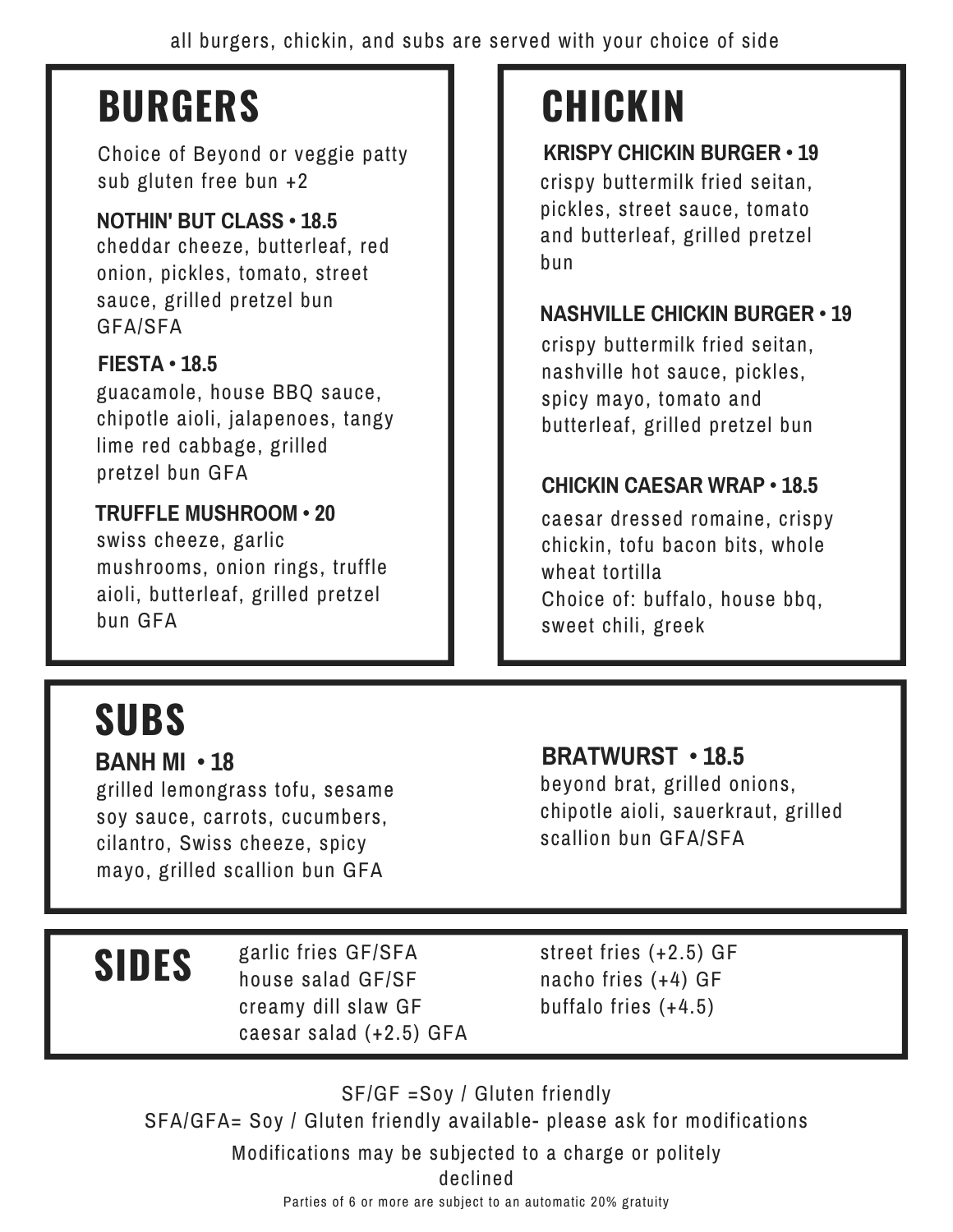all burgers, chickin, and subs are served with your choice of side

## BURGERS

Choice of Beyond or veggie patty
sub gluten free bun +2

### NOTHIN' BUT CLASS • 18.5

cheddar cheeze, butterleaf, red onion, pickles, tomato, street sauce, grilled pretzel bun GFA/SFA

### FIESTA • 18.5

guacamole, house BBQ sauce, chipotle aioli, jalapenoes, tangy lime red cabbage, grilled pretzel bun GFA

### TRUFFLE MUSHROOM • 20

swiss cheeze, garlic mushrooms, onion rings, truffle aioli, butterleaf, grilled pretzel bun GFA

## CHICKIN

### KRISPY CHICKIN BURGER • 19

crispy buttermilk fried seitan, pickles, street sauce, tomato and butterleaf, grilled pretzel bun

### NASHVILLE CHICKIN BURGER • 19

crispy buttermilk fried seitan, nashville hot sauce, pickles, spicy mayo, tomato and butterleaf, grilled pretzel bun

### CHICKIN CAESAR WRAP • 18.5

caesar dressed romaine, crispy chickin, tofu bacon bits, whole wheat tortilla
Choice of: buffalo, house bbq, sweet chili, greek

## SUBS

### BANH MI • 18

grilled lemongrass tofu, sesame soy sauce, carrots, cucumbers, cilantro, Swiss cheeze, spicy mayo, grilled scallion bun GFA

### BRATWURST • 18.5

beyond brat, grilled onions, chipotle aioli, sauerkraut, grilled scallion bun GFA/SFA

## SIDES

- garlic fries GF/SFA
- house salad GF/SF
- creamy dill slaw GF
- caesar salad (+2.5) GFA
- street fries (+2.5) GF
- nacho fries (+4) GF
- buffalo fries (+4.5)

SF/GF =Soy / Gluten friendly
SFA/GFA= Soy / Gluten friendly available- please ask for modifications

Modifications may be subjected to a charge or politely declined

Parties of 6 or more are subject to an automatic 20% gratuity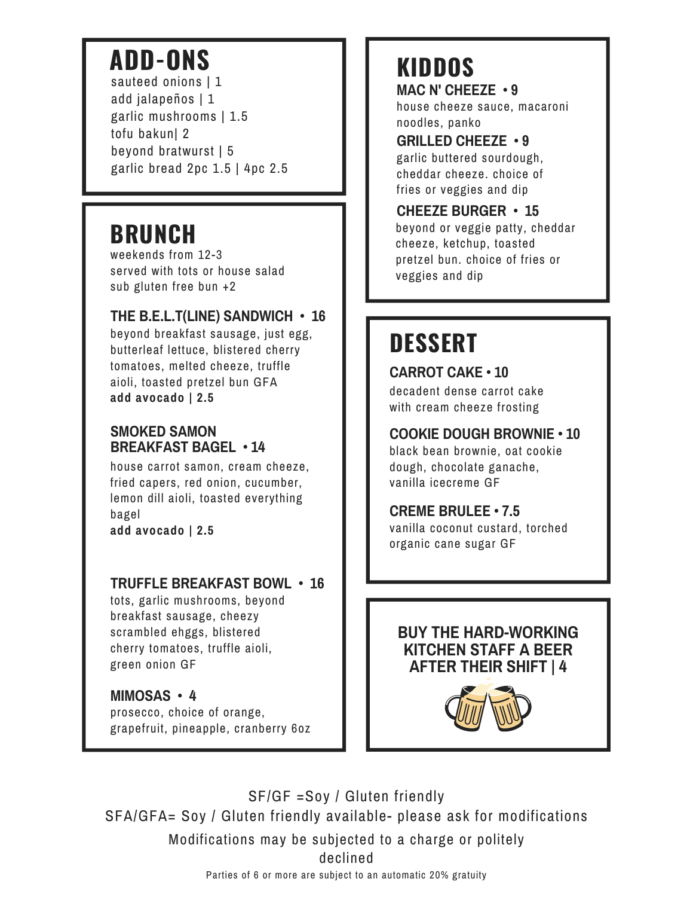## ADD-ONS

sauteed onions | 1
add jalapeños | 1
garlic mushrooms | 1.5
tofu bakun| 2
beyond bratwurst | 5
garlic bread 2pc 1.5 | 4pc 2.5

## BRUNCH

weekends from 12-3
served with tots or house salad
sub gluten free bun +2

### THE B.E.L.T(LINE) SANDWICH • 16

beyond breakfast sausage, just egg, butterleaf lettuce, blistered cherry tomatoes, melted cheeze, truffle aioli, toasted pretzel bun GFA
**add avocado | 2.5**

### SMOKED SAMON BREAKFAST BAGEL • 14

house carrot samon, cream cheeze, fried capers, red onion, cucumber, lemon dill aioli, toasted everything bagel
**add avocado | 2.5**

### TRUFFLE BREAKFAST BOWL • 16

tots, garlic mushrooms, beyond breakfast sausage, cheezy scrambled ehggs, blistered cherry tomatoes, truffle aioli, green onion GF

### MIMOSAS • 4

prosecco, choice of orange, grapefruit, pineapple, cranberry 6oz

## KIDDOS

### MAC N' CHEEZE • 9

house cheeze sauce, macaroni noodles, panko

### GRILLED CHEEZE • 9

garlic buttered sourdough, cheddar cheeze. choice of fries or veggies and dip

### CHEEZE BURGER • 15

beyond or veggie patty, cheddar cheeze, ketchup, toasted pretzel bun. choice of fries or veggies and dip

## DESSERT

### CARROT CAKE • 10

decadent dense carrot cake with cream cheeze frosting

### COOKIE DOUGH BROWNIE • 10

black bean brownie, oat cookie dough, chocolate ganache, vanilla icecreme GF

### CREME BRULEE • 7.5

vanilla coconut custard, torched organic cane sugar GF

### BUY THE HARD-WORKING KITCHEN STAFF A BEER AFTER THEIR SHIFT | 4

SF/GF =Soy / Gluten friendly
SFA/GFA= Soy / Gluten friendly available- please ask for modifications
Modifications may be subjected to a charge or politely declined
Parties of 6 or more are subject to an automatic 20% gratuity